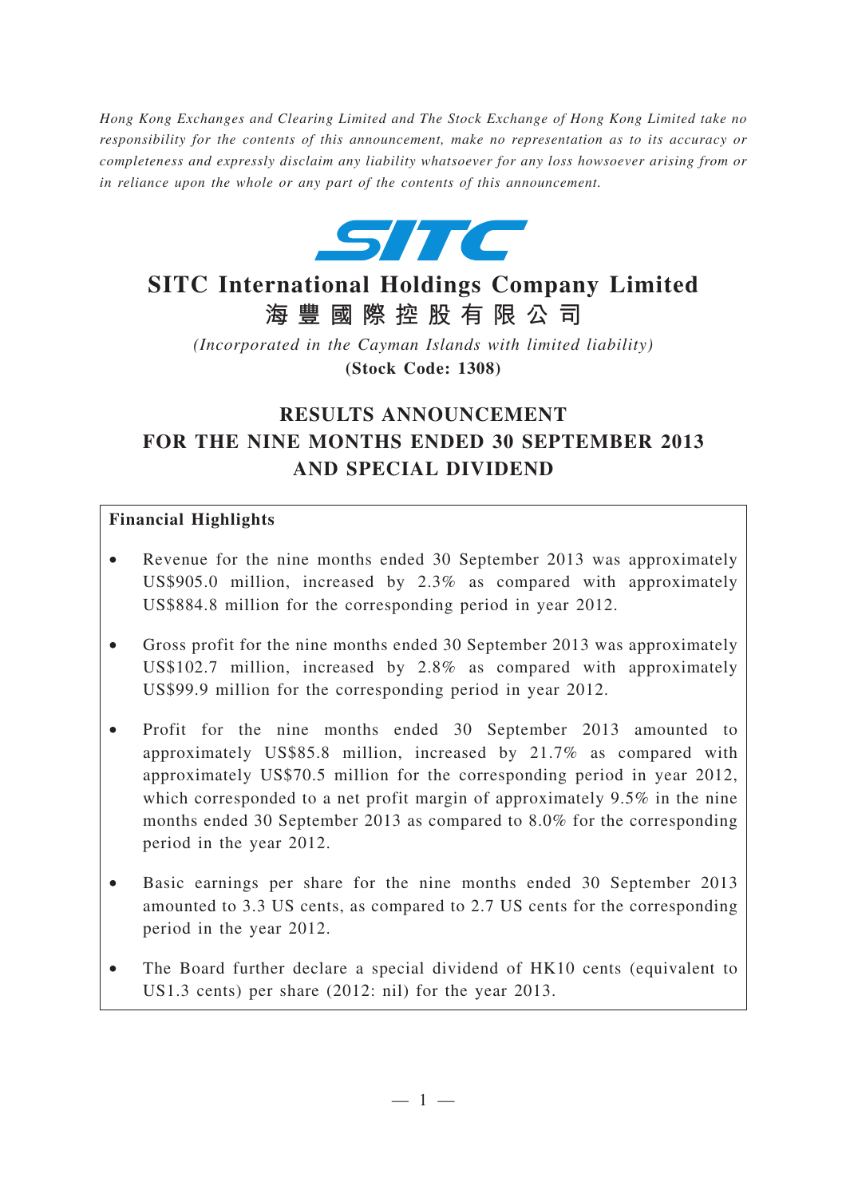*Hong Kong Exchanges and Clearing Limited and The Stock Exchange of Hong Kong Limited take no responsibility for the contents of this announcement, make no representation as to its accuracy or completeness and expressly disclaim any liability whatsoever for any loss howsoever arising from or in reliance upon the whole or any part of the contents of this announcement.*

SITC

# SITC International Holdings Company Limited
# 海豐國際控股有限公司

*(Incorporated in the Cayman Islands with limited liability)*

**(Stock Code: 1308)**

## RESULTS ANNOUNCEMENT FOR THE NINE MONTHS ENDED 30 SEPTEMBER 2013 AND SPECIAL DIVIDEND

**Financial Highlights**

- Revenue for the nine months ended 30 September 2013 was approximately US$905.0 million, increased by 2.3% as compared with approximately US$884.8 million for the corresponding period in year 2012.
- Gross profit for the nine months ended 30 September 2013 was approximately US$102.7 million, increased by 2.8% as compared with approximately US$99.9 million for the corresponding period in year 2012.
- Profit for the nine months ended 30 September 2013 amounted to approximately US$85.8 million, increased by 21.7% as compared with approximately US$70.5 million for the corresponding period in year 2012, which corresponded to a net profit margin of approximately 9.5% in the nine months ended 30 September 2013 as compared to 8.0% for the corresponding period in the year 2012.
- Basic earnings per share for the nine months ended 30 September 2013 amounted to 3.3 US cents, as compared to 2.7 US cents for the corresponding period in the year 2012.
- The Board further declare a special dividend of HK10 cents (equivalent to US1.3 cents) per share (2012: nil) for the year 2013.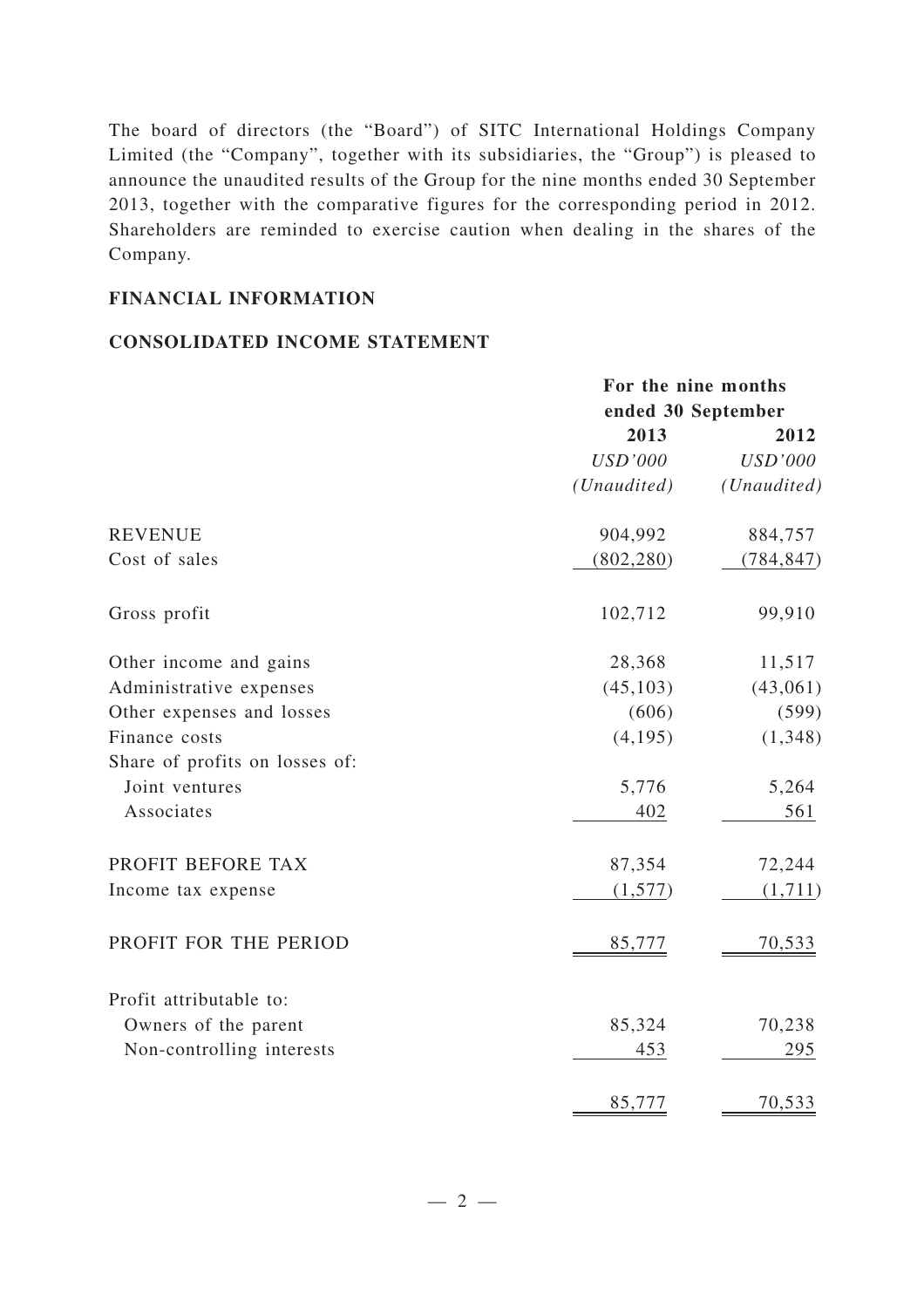The board of directors (the "Board") of SITC International Holdings Company Limited (the "Company", together with its subsidiaries, the "Group") is pleased to announce the unaudited results of the Group for the nine months ended 30 September 2013, together with the comparative figures for the corresponding period in 2012. Shareholders are reminded to exercise caution when dealing in the shares of the Company.

## FINANCIAL INFORMATION

## CONSOLIDATED INCOME STATEMENT

| | For the nine months ended 30 September | |
|---|---|---|
| | **2013** | **2012** |
| | *USD'000* | *USD'000* |
| | *(Unaudited)* | *(Unaudited)* |
| REVENUE | 904,992 | 884,757 |
| Cost of sales | (802,280) | (784,847) |
| Gross profit | 102,712 | 99,910 |
| Other income and gains | 28,368 | 11,517 |
| Administrative expenses | (45,103) | (43,061) |
| Other expenses and losses | (606) | (599) |
| Finance costs | (4,195) | (1,348) |
| Share of profits on losses of: | | |
| Joint ventures | 5,776 | 5,264 |
| Associates | 402 | 561 |
| PROFIT BEFORE TAX | 87,354 | 72,244 |
| Income tax expense | (1,577) | (1,711) |
| PROFIT FOR THE PERIOD | 85,777 | 70,533 |
| Profit attributable to: | | |
| Owners of the parent | 85,324 | 70,238 |
| Non-controlling interests | 453 | 295 |
| | 85,777 | 70,533 |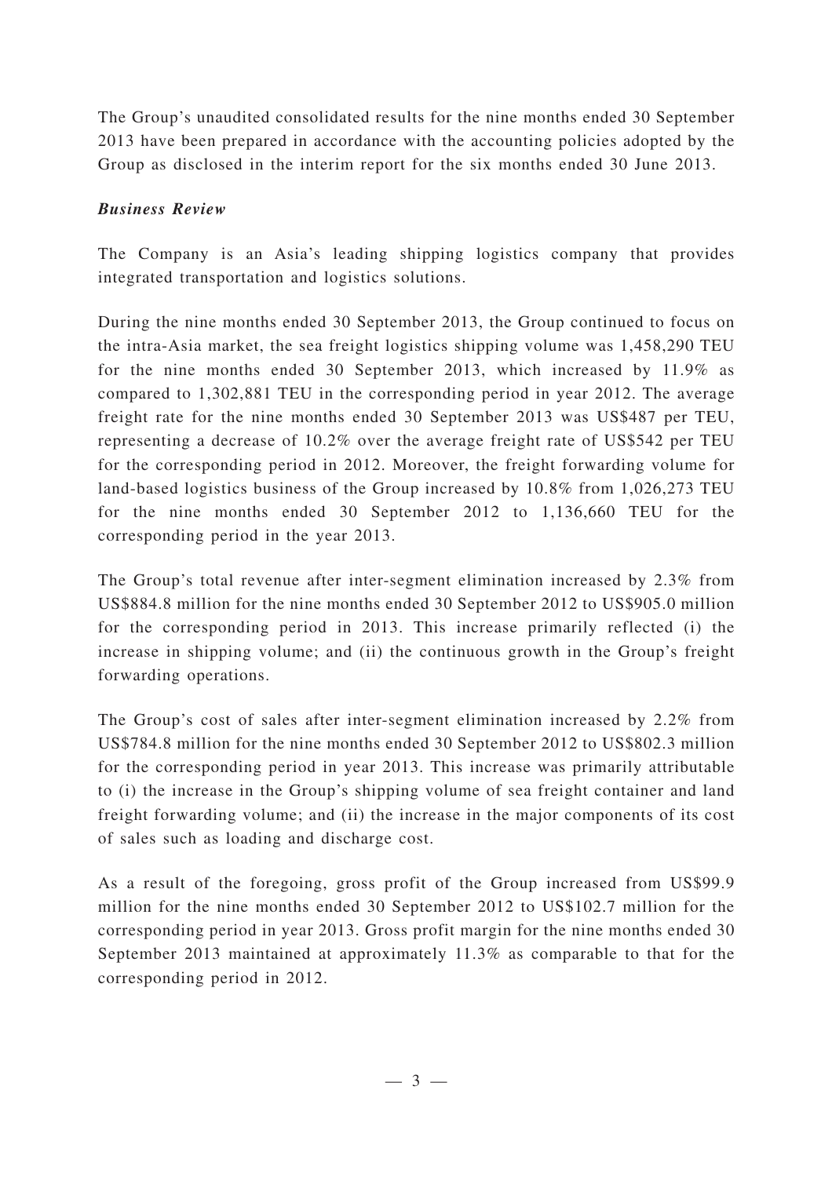The Group's unaudited consolidated results for the nine months ended 30 September 2013 have been prepared in accordance with the accounting policies adopted by the Group as disclosed in the interim report for the six months ended 30 June 2013.

***Business Review***

The Company is an Asia's leading shipping logistics company that provides integrated transportation and logistics solutions.

During the nine months ended 30 September 2013, the Group continued to focus on the intra-Asia market, the sea freight logistics shipping volume was 1,458,290 TEU for the nine months ended 30 September 2013, which increased by 11.9% as compared to 1,302,881 TEU in the corresponding period in year 2012. The average freight rate for the nine months ended 30 September 2013 was US$487 per TEU, representing a decrease of 10.2% over the average freight rate of US$542 per TEU for the corresponding period in 2012. Moreover, the freight forwarding volume for land-based logistics business of the Group increased by 10.8% from 1,026,273 TEU for the nine months ended 30 September 2012 to 1,136,660 TEU for the corresponding period in the year 2013.

The Group's total revenue after inter-segment elimination increased by 2.3% from US$884.8 million for the nine months ended 30 September 2012 to US$905.0 million for the corresponding period in 2013. This increase primarily reflected (i) the increase in shipping volume; and (ii) the continuous growth in the Group's freight forwarding operations.

The Group's cost of sales after inter-segment elimination increased by 2.2% from US$784.8 million for the nine months ended 30 September 2012 to US$802.3 million for the corresponding period in year 2013. This increase was primarily attributable to (i) the increase in the Group's shipping volume of sea freight container and land freight forwarding volume; and (ii) the increase in the major components of its cost of sales such as loading and discharge cost.

As a result of the foregoing, gross profit of the Group increased from US$99.9 million for the nine months ended 30 September 2012 to US$102.7 million for the corresponding period in year 2013. Gross profit margin for the nine months ended 30 September 2013 maintained at approximately 11.3% as comparable to that for the corresponding period in 2012.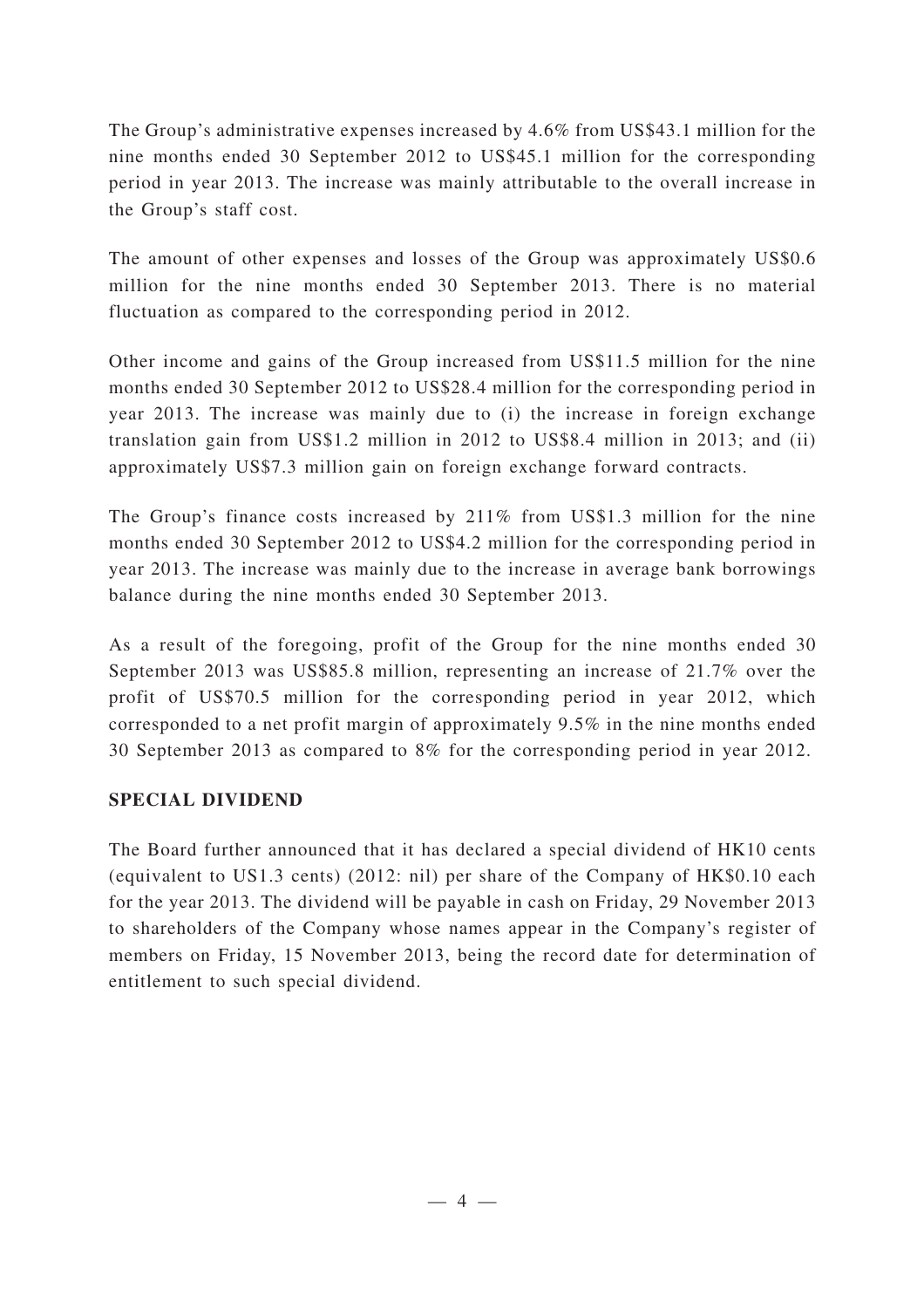The Group's administrative expenses increased by 4.6% from US$43.1 million for the nine months ended 30 September 2012 to US$45.1 million for the corresponding period in year 2013. The increase was mainly attributable to the overall increase in the Group's staff cost.

The amount of other expenses and losses of the Group was approximately US$0.6 million for the nine months ended 30 September 2013. There is no material fluctuation as compared to the corresponding period in 2012.

Other income and gains of the Group increased from US$11.5 million for the nine months ended 30 September 2012 to US$28.4 million for the corresponding period in year 2013. The increase was mainly due to (i) the increase in foreign exchange translation gain from US$1.2 million in 2012 to US$8.4 million in 2013; and (ii) approximately US$7.3 million gain on foreign exchange forward contracts.

The Group's finance costs increased by 211% from US$1.3 million for the nine months ended 30 September 2012 to US$4.2 million for the corresponding period in year 2013. The increase was mainly due to the increase in average bank borrowings balance during the nine months ended 30 September 2013.

As a result of the foregoing, profit of the Group for the nine months ended 30 September 2013 was US$85.8 million, representing an increase of 21.7% over the profit of US$70.5 million for the corresponding period in year 2012, which corresponded to a net profit margin of approximately 9.5% in the nine months ended 30 September 2013 as compared to 8% for the corresponding period in year 2012.

## SPECIAL DIVIDEND

The Board further announced that it has declared a special dividend of HK10 cents (equivalent to US1.3 cents) (2012: nil) per share of the Company of HK$0.10 each for the year 2013. The dividend will be payable in cash on Friday, 29 November 2013 to shareholders of the Company whose names appear in the Company's register of members on Friday, 15 November 2013, being the record date for determination of entitlement to such special dividend.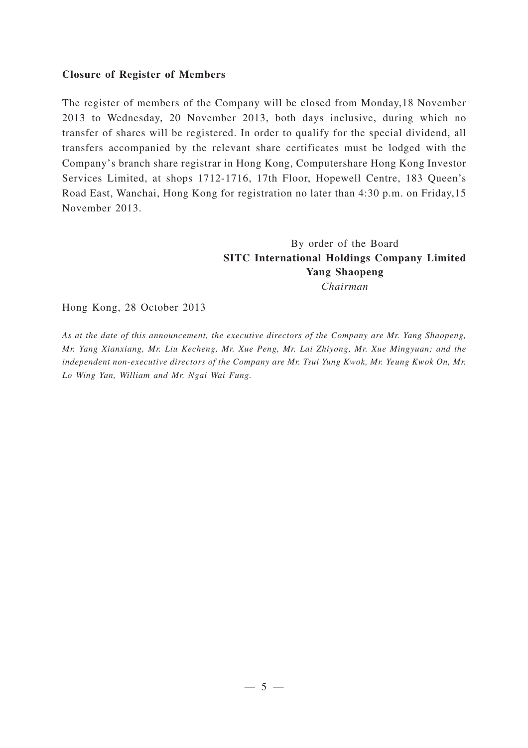**Closure of Register of Members**

The register of members of the Company will be closed from Monday,18 November 2013 to Wednesday, 20 November 2013, both days inclusive, during which no transfer of shares will be registered. In order to qualify for the special dividend, all transfers accompanied by the relevant share certificates must be lodged with the Company's branch share registrar in Hong Kong, Computershare Hong Kong Investor Services Limited, at shops 1712-1716, 17th Floor, Hopewell Centre, 183 Queen's Road East, Wanchai, Hong Kong for registration no later than 4:30 p.m. on Friday,15 November 2013.

By order of the Board
**SITC International Holdings Company Limited**
**Yang Shaopeng**
*Chairman*

Hong Kong, 28 October 2013

*As at the date of this announcement, the executive directors of the Company are Mr. Yang Shaopeng, Mr. Yang Xianxiang, Mr. Liu Kecheng, Mr. Xue Peng, Mr. Lai Zhiyong, Mr. Xue Mingyuan; and the independent non-executive directors of the Company are Mr. Tsui Yung Kwok, Mr. Yeung Kwok On, Mr. Lo Wing Yan, William and Mr. Ngai Wai Fung.*